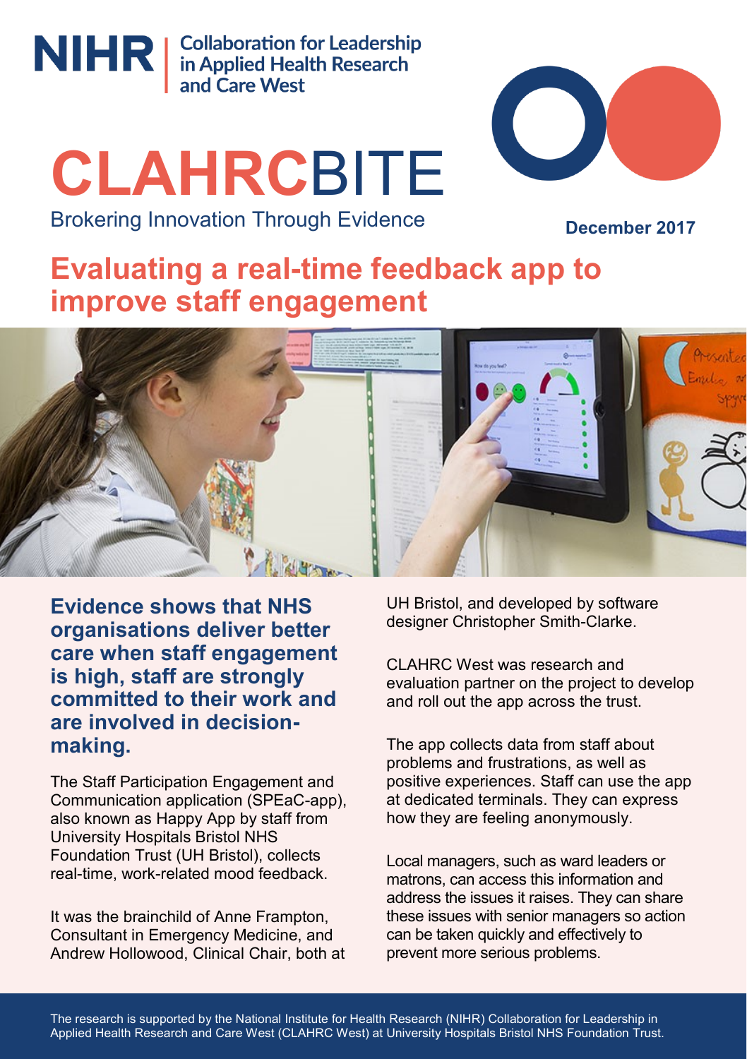NIHR | Collaboration for Leadership in Applied Health Research and Care West

# CLAHRCBITE

Brokering Innovation Through Evidence

**December 2017**

## Evaluating a real-time feedback app to improve staff engagement

**Evidence shows that NHS organisations deliver better care when staff engagement is high, staff are strongly committed to their work and are involved in decision-making.**

The Staff Participation Engagement and Communication application (SPEaC-app), also known as Happy App by staff from University Hospitals Bristol NHS Foundation Trust (UH Bristol), collects real-time, work-related mood feedback.

It was the brainchild of Anne Frampton, Consultant in Emergency Medicine, and Andrew Hollowood, Clinical Chair, both at UH Bristol, and developed by software designer Christopher Smith-Clarke.

CLAHRC West was research and evaluation partner on the project to develop and roll out the app across the trust.

The app collects data from staff about problems and frustrations, as well as positive experiences. Staff can use the app at dedicated terminals. They can express how they are feeling anonymously.

Local managers, such as ward leaders or matrons, can access this information and address the issues it raises. They can share these issues with senior managers so action can be taken quickly and effectively to prevent more serious problems.

The research is supported by the National Institute for Health Research (NIHR) Collaboration for Leadership in Applied Health Research and Care West (CLAHRC West) at University Hospitals Bristol NHS Foundation Trust.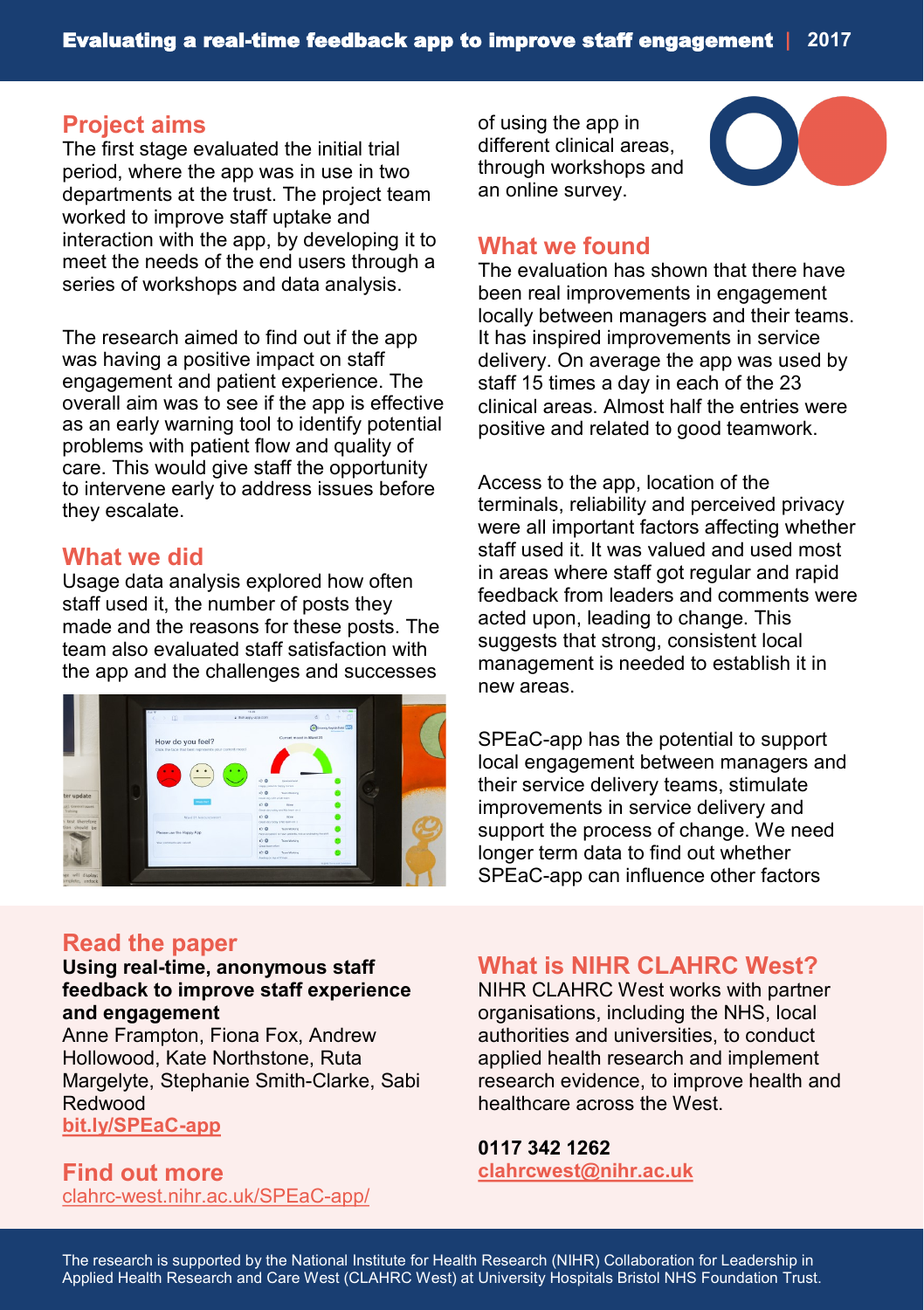## Project aims

The first stage evaluated the initial trial period, where the app was in use in two departments at the trust. The project team worked to improve staff uptake and interaction with the app, by developing it to meet the needs of the end users through a series of workshops and data analysis.

The research aimed to find out if the app was having a positive impact on staff engagement and patient experience. The overall aim was to see if the app is effective as an early warning tool to identify potential problems with patient flow and quality of care. This would give staff the opportunity to intervene early to address issues before they escalate.

## What we did

Usage data analysis explored how often staff used it, the number of posts they made and the reasons for these posts. The team also evaluated staff satisfaction with the app and the challenges and successes of using the app in different clinical areas, through workshops and an online survey.

## What we found

The evaluation has shown that there have been real improvements in engagement locally between managers and their teams. It has inspired improvements in service delivery. On average the app was used by staff 15 times a day in each of the 23 clinical areas. Almost half the entries were positive and related to good teamwork.

Access to the app, location of the terminals, reliability and perceived privacy were all important factors affecting whether staff used it. It was valued and used most in areas where staff got regular and rapid feedback from leaders and comments were acted upon, leading to change. This suggests that strong, consistent local management is needed to establish it in new areas.

SPEaC-app has the potential to support local engagement between managers and their service delivery teams, stimulate improvements in service delivery and support the process of change. We need longer term data to find out whether SPEaC-app can influence other factors

## Read the paper

**Using real-time, anonymous staff feedback to improve staff experience and engagement**

Anne Frampton, Fiona Fox, Andrew Hollowood, Kate Northstone, Ruta Margelyte, Stephanie Smith-Clarke, Sabi Redwood

bit.ly/SPEaC-app

## Find out more

clahrc-west.nihr.ac.uk/SPEaC-app/

## What is NIHR CLAHRC West?

NIHR CLAHRC West works with partner organisations, including the NHS, local authorities and universities, to conduct applied health research and implement research evidence, to improve health and healthcare across the West.

**0117 342 1262**

clahrcwest@nihr.ac.uk

The research is supported by the National Institute for Health Research (NIHR) Collaboration for Leadership in Applied Health Research and Care West (CLAHRC West) at University Hospitals Bristol NHS Foundation Trust.